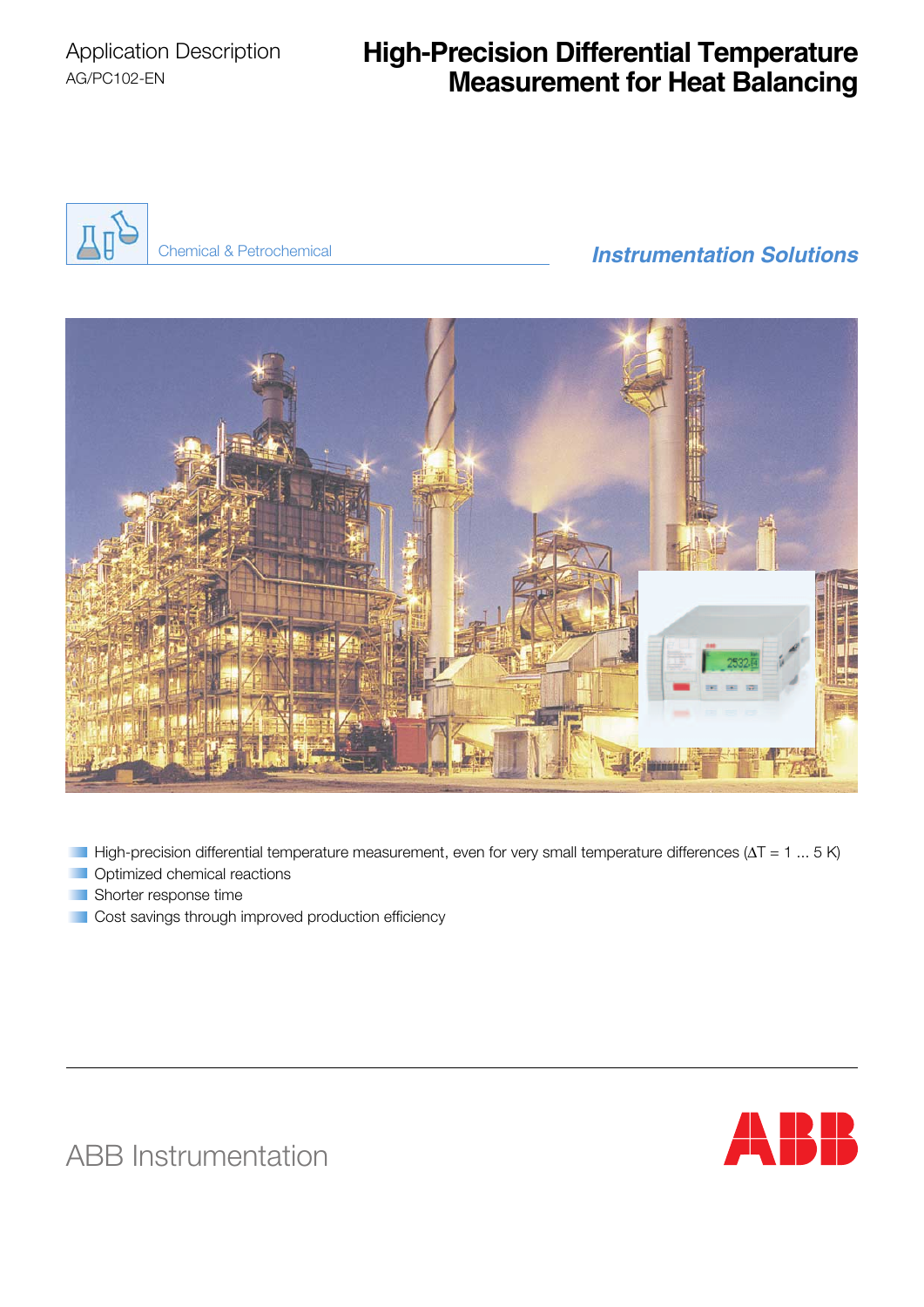Application Description

AG/PC102-EN

# High-Precision Differential Temperature Measurement for Heat Balancing

Chemical & Petrochemical

*Instrumentation Solutions*

- High-precision differential temperature measurement, even for very small temperature differences ($\Delta T$ = 1 ... 5 K)
- Optimized chemical reactions
- Shorter response time
- Cost savings through improved production efficiency

ABB Instrumentation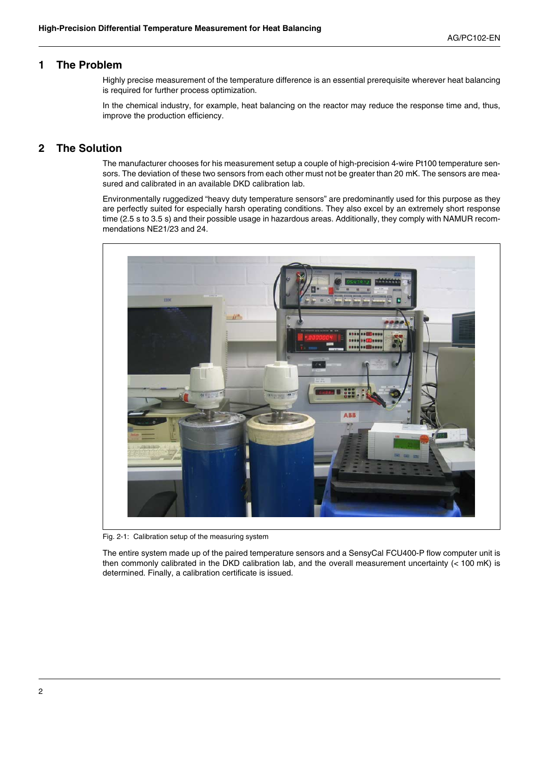## 1 The Problem

Highly precise measurement of the temperature difference is an essential prerequisite wherever heat balancing is required for further process optimization.

In the chemical industry, for example, heat balancing on the reactor may reduce the response time and, thus, improve the production efficiency.

## 2 The Solution

The manufacturer chooses for his measurement setup a couple of high-precision 4-wire Pt100 temperature sensors. The deviation of these two sensors from each other must not be greater than 20 mK. The sensors are measured and calibrated in an available DKD calibration lab.

Environmentally ruggedized "heavy duty temperature sensors" are predominantly used for this purpose as they are perfectly suited for especially harsh operating conditions. They also excel by an extremely short response time (2.5 s to 3.5 s) and their possible usage in hazardous areas. Additionally, they comply with NAMUR recommendations NE21/23 and 24.

Fig. 2-1: Calibration setup of the measuring system

The entire system made up of the paired temperature sensors and a SensyCal FCU400-P flow computer unit is then commonly calibrated in the DKD calibration lab, and the overall measurement uncertainty (< 100 mK) is determined. Finally, a calibration certificate is issued.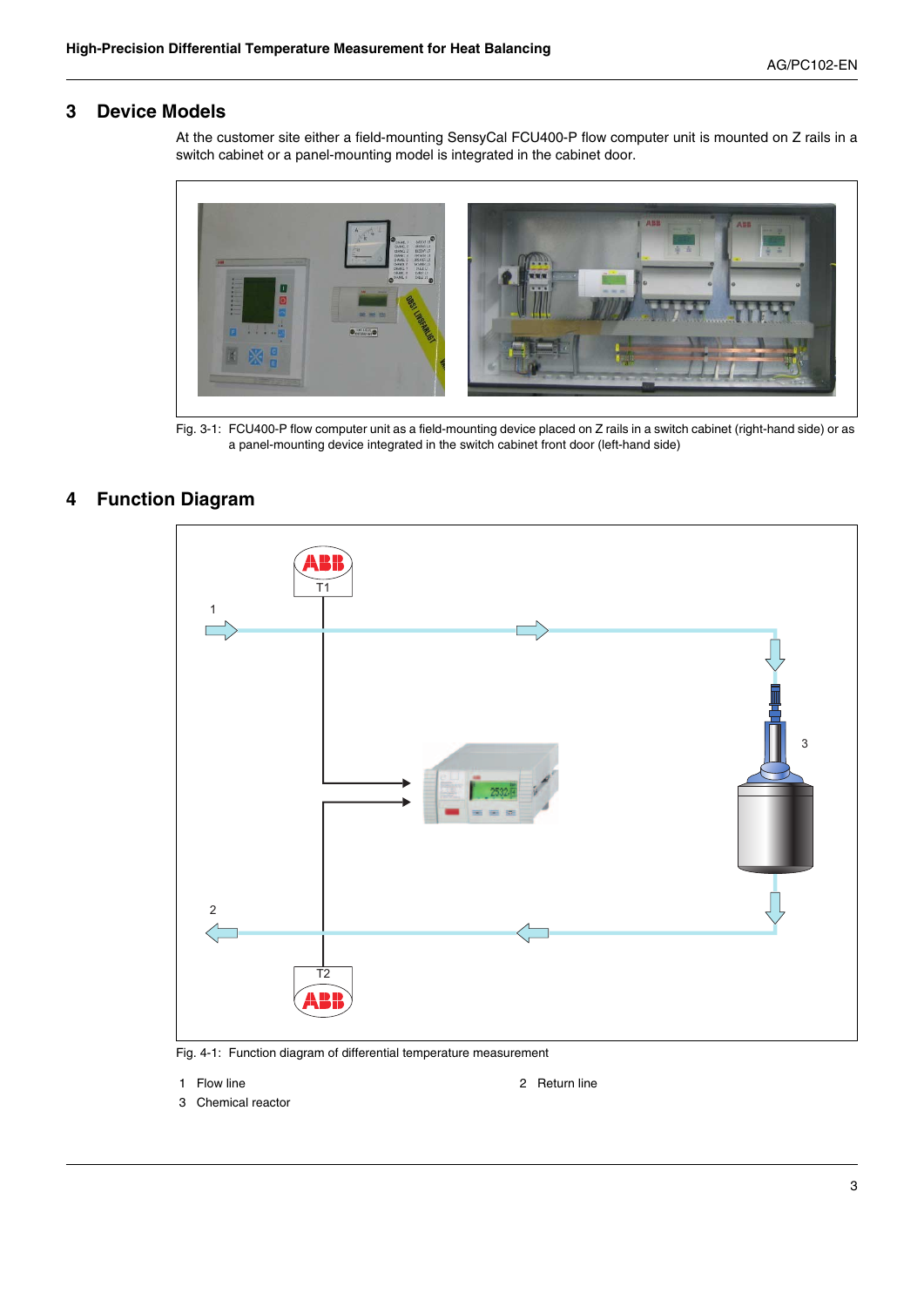# 3 Device Models

At the customer site either a field-mounting SensyCal FCU400-P flow computer unit is mounted on Z rails in a switch cabinet or a panel-mounting model is integrated in the cabinet door.

Fig. 3-1: FCU400-P flow computer unit as a field-mounting device placed on Z rails in a switch cabinet (right-hand side) or as a panel-mounting device integrated in the switch cabinet front door (left-hand side)

# 4 Function Diagram

Fig. 4-1: Function diagram of differential temperature measurement

1 Flow line

2 Return line

3 Chemical reactor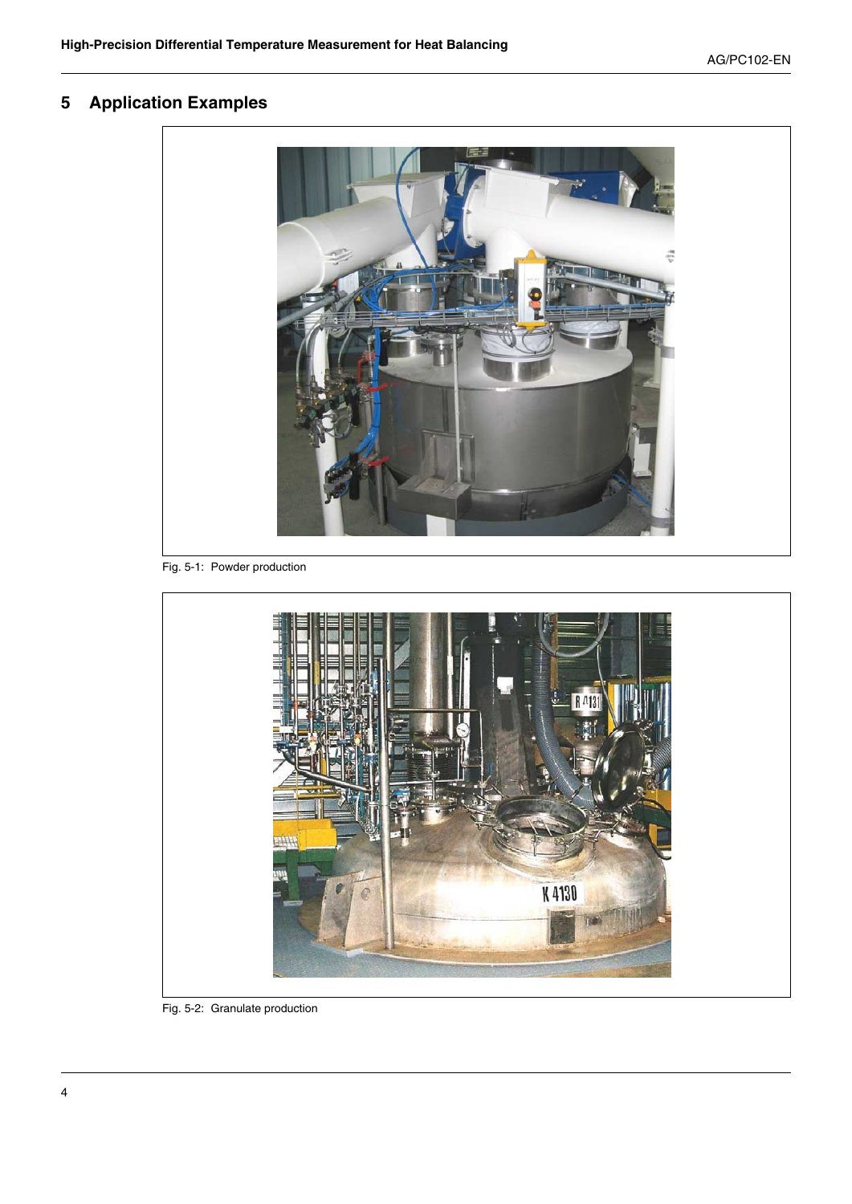# 5 Application Examples

Fig. 5-1: Powder production

Fig. 5-2: Granulate production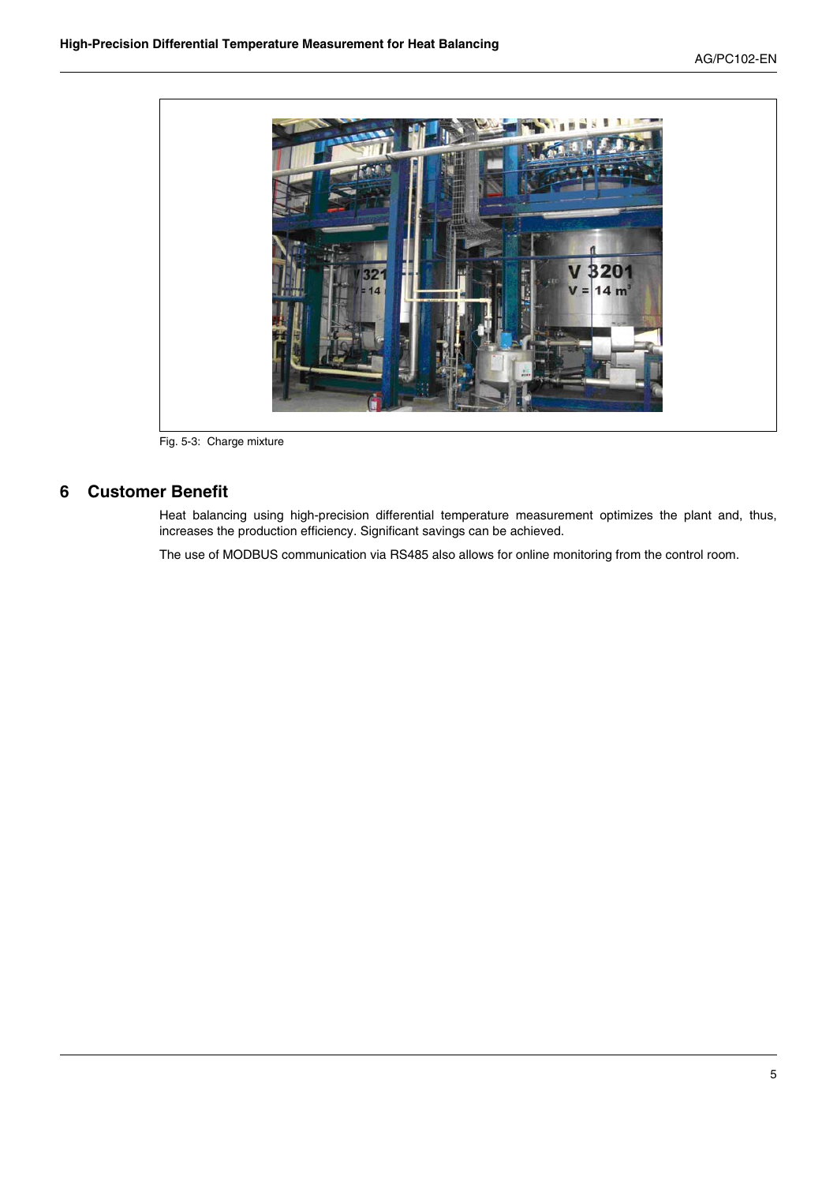Fig. 5-3: Charge mixture

## 6 Customer Benefit

Heat balancing using high-precision differential temperature measurement optimizes the plant and, thus, increases the production efficiency. Significant savings can be achieved.

The use of MODBUS communication via RS485 also allows for online monitoring from the control room.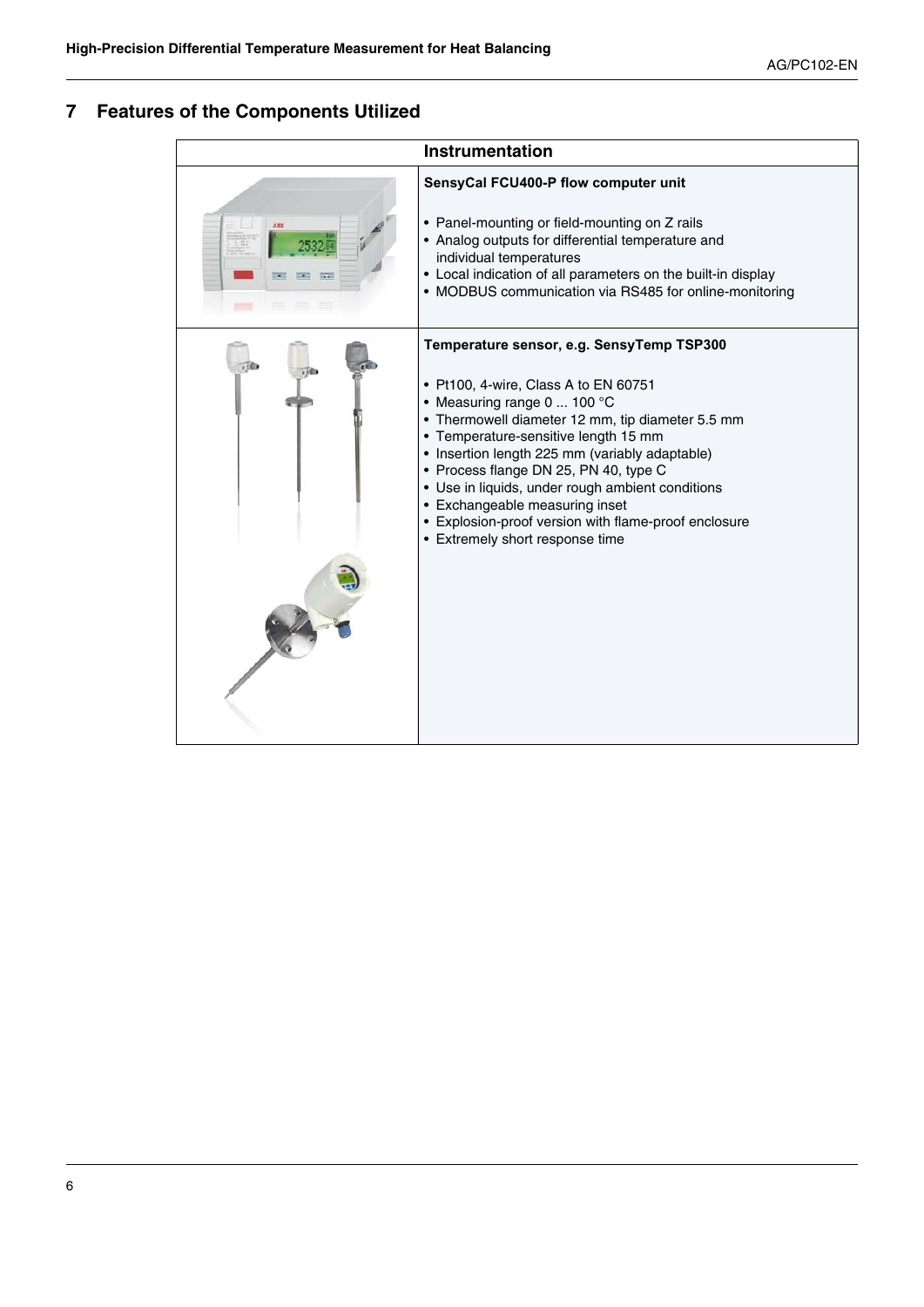# 7 Features of the Components Utilized

| Instrumentation | |
|---|---|
| | **SensyCal FCU400-P flow computer unit**<br><br>• Panel-mounting or field-mounting on Z rails<br>• Analog outputs for differential temperature and individual temperatures<br>• Local indication of all parameters on the built-in display<br>• MODBUS communication via RS485 for online-monitoring |
| | **Temperature sensor, e.g. SensyTemp TSP300**<br><br>• Pt100, 4-wire, Class A to EN 60751<br>• Measuring range 0 ... 100 °C<br>• Thermowell diameter 12 mm, tip diameter 5.5 mm<br>• Temperature-sensitive length 15 mm<br>• Insertion length 225 mm (variably adaptable)<br>• Process flange DN 25, PN 40, type C<br>• Use in liquids, under rough ambient conditions<br>• Exchangeable measuring inset<br>• Explosion-proof version with flame-proof enclosure<br>• Extremely short response time |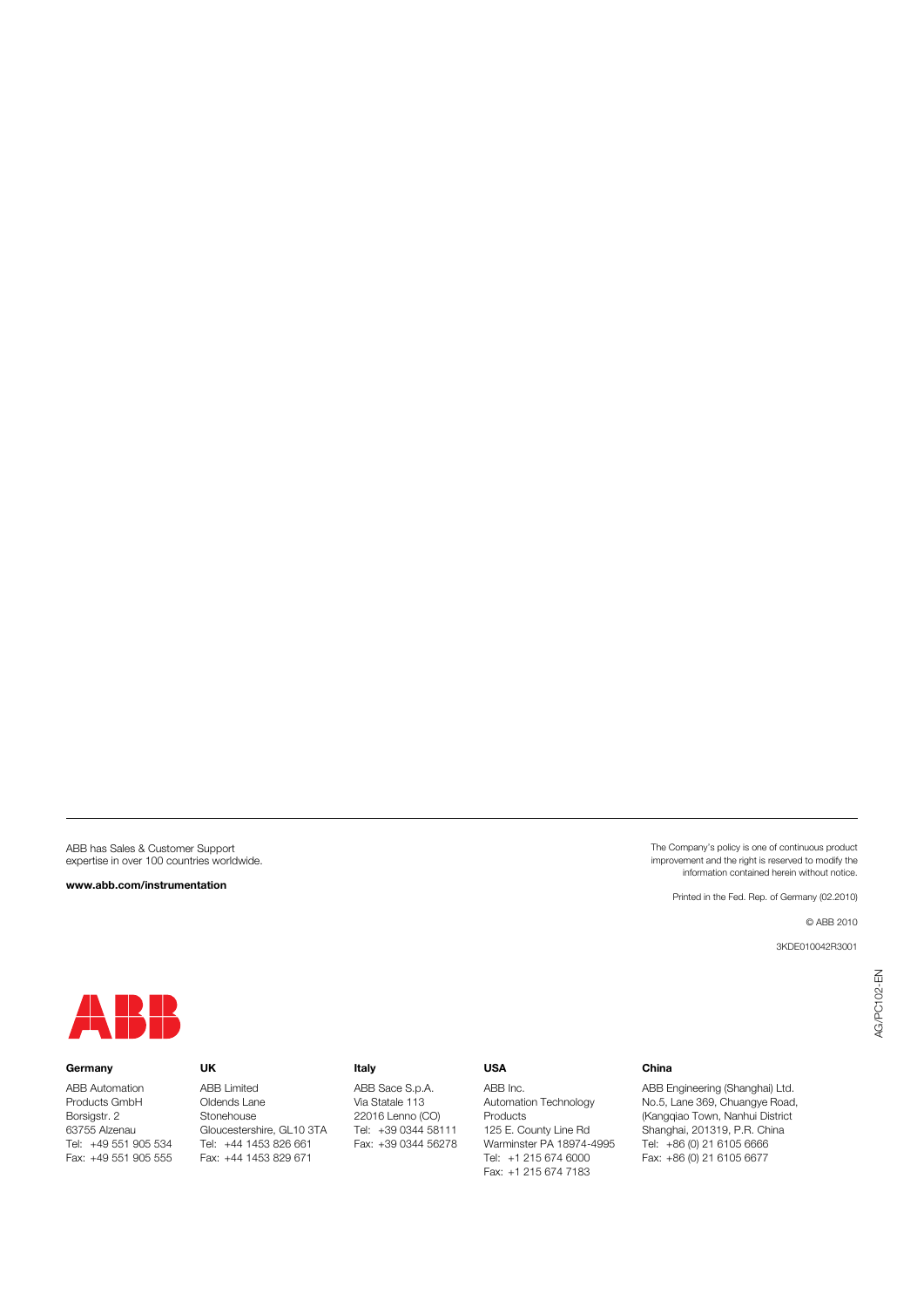ABB has Sales & Customer Support expertise in over 100 countries worldwide.

**www.abb.com/instrumentation**

The Company's policy is one of continuous product improvement and the right is reserved to modify the information contained herein without notice.

Printed in the Fed. Rep. of Germany (02.2010)

© ABB 2010

3KDE010042R3001

AG/PC102-EN

**Germany**

ABB Automation Products GmbH
Borsigstr. 2
63755 Alzenau
Tel: +49 551 905 534
Fax: +49 551 905 555

**UK**

ABB Limited
Oldends Lane
Stonehouse
Gloucestershire, GL10 3TA
Tel: +44 1453 826 661
Fax: +44 1453 829 671

**Italy**

ABB Sace S.p.A.
Via Statale 113
22016 Lenno (CO)
Tel: +39 0344 58111
Fax: +39 0344 56278

**USA**

ABB Inc.
Automation Technology Products
125 E. County Line Rd
Warminster PA 18974-4995
Tel: +1 215 674 6000
Fax: +1 215 674 7183

**China**

ABB Engineering (Shanghai) Ltd.
No.5, Lane 369, Chuangye Road,
(Kangqiao Town, Nanhui District
Shanghai, 201319, P.R. China
Tel: +86 (0) 21 6105 6666
Fax: +86 (0) 21 6105 6677